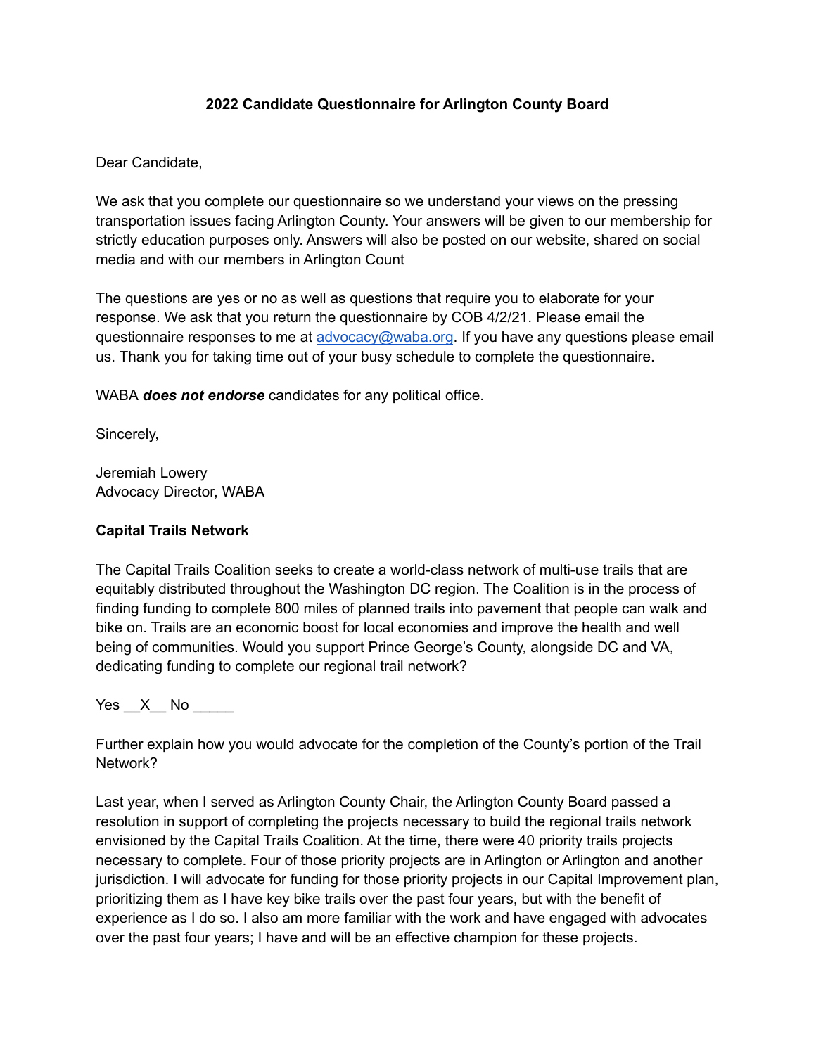**2022 Candidate Questionnaire for Arlington County Board**

Dear Candidate,

We ask that you complete our questionnaire so we understand your views on the pressing transportation issues facing Arlington County. Your answers will be given to our membership for strictly education purposes only. Answers will also be posted on our website, shared on social media and with our members in Arlington Count

The questions are yes or no as well as questions that require you to elaborate for your response. We ask that you return the questionnaire by COB 4/2/21. Please email the questionnaire responses to me at [advocacy@waba.org](mailto:advocacy@waba.org). If you have any questions please email us. Thank you for taking time out of your busy schedule to complete the questionnaire.

WABA ***does not endorse*** candidates for any political office.

Sincerely,

Jeremiah Lowery
Advocacy Director, WABA

**Capital Trails Network**

The Capital Trails Coalition seeks to create a world-class network of multi-use trails that are equitably distributed throughout the Washington DC region. The Coalition is in the process of finding funding to complete 800 miles of planned trails into pavement that people can walk and bike on. Trails are an economic boost for local economies and improve the health and well being of communities. Would you support Prince George's County, alongside DC and VA, dedicating funding to complete our regional trail network?

Yes \_\_X\_\_ No \_\_\_\_\_

Further explain how you would advocate for the completion of the County's portion of the Trail Network?

Last year, when I served as Arlington County Chair, the Arlington County Board passed a resolution in support of completing the projects necessary to build the regional trails network envisioned by the Capital Trails Coalition. At the time, there were 40 priority trails projects necessary to complete. Four of those priority projects are in Arlington or Arlington and another jurisdiction. I will advocate for funding for those priority projects in our Capital Improvement plan, prioritizing them as I have key bike trails over the past four years, but with the benefit of experience as I do so. I also am more familiar with the work and have engaged with advocates over the past four years; I have and will be an effective champion for these projects.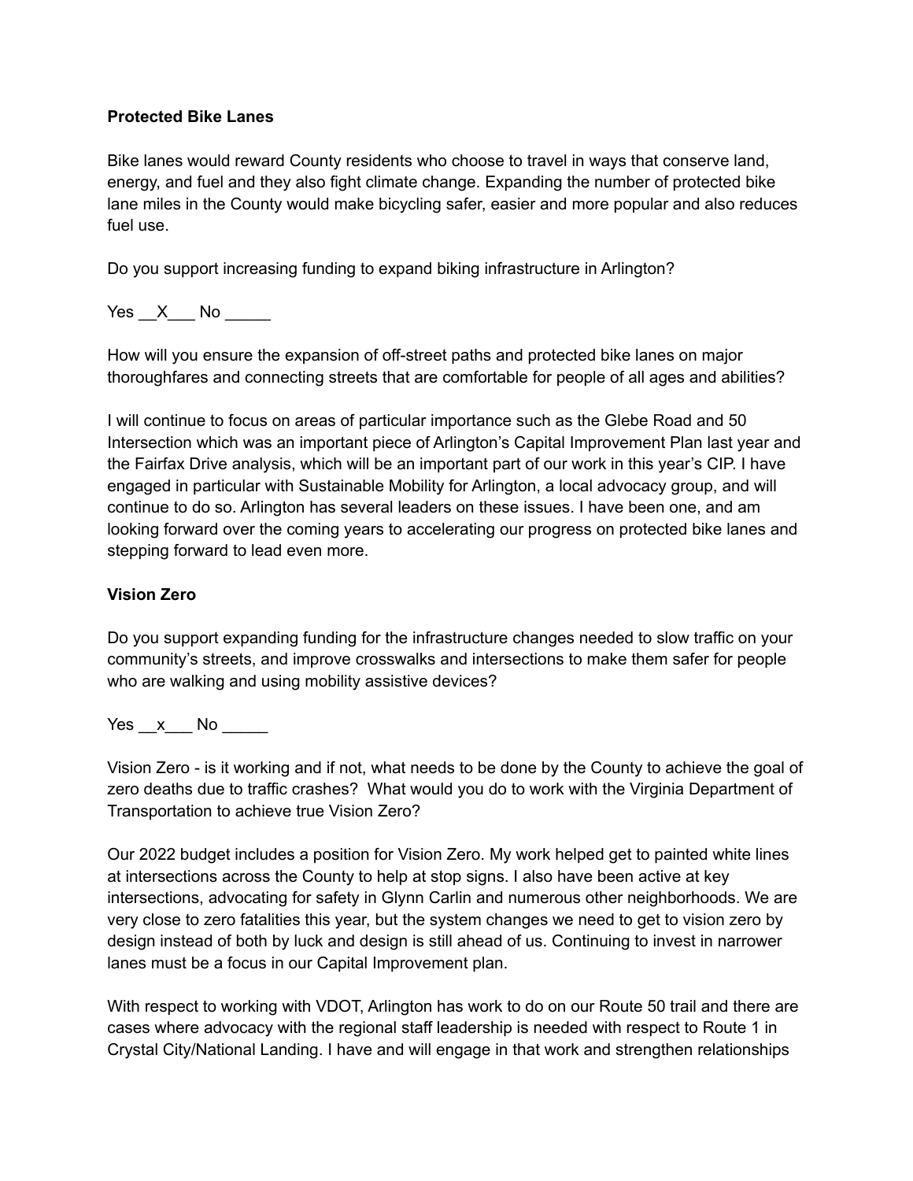**Protected Bike Lanes**

Bike lanes would reward County residents who choose to travel in ways that conserve land, energy, and fuel and they also fight climate change. Expanding the number of protected bike lane miles in the County would make bicycling safer, easier and more popular and also reduces fuel use.

Do you support increasing funding to expand biking infrastructure in Arlington?

Yes __X___ No _____

How will you ensure the expansion of off-street paths and protected bike lanes on major thoroughfares and connecting streets that are comfortable for people of all ages and abilities?

I will continue to focus on areas of particular importance such as the Glebe Road and 50 Intersection which was an important piece of Arlington's Capital Improvement Plan last year and the Fairfax Drive analysis, which will be an important part of our work in this year's CIP. I have engaged in particular with Sustainable Mobility for Arlington, a local advocacy group, and will continue to do so. Arlington has several leaders on these issues. I have been one, and am looking forward over the coming years to accelerating our progress on protected bike lanes and stepping forward to lead even more.

**Vision Zero**

Do you support expanding funding for the infrastructure changes needed to slow traffic on your community's streets, and improve crosswalks and intersections to make them safer for people who are walking and using mobility assistive devices?

Yes __x___ No _____

Vision Zero - is it working and if not, what needs to be done by the County to achieve the goal of zero deaths due to traffic crashes? What would you do to work with the Virginia Department of Transportation to achieve true Vision Zero?

Our 2022 budget includes a position for Vision Zero. My work helped get to painted white lines at intersections across the County to help at stop signs. I also have been active at key intersections, advocating for safety in Glynn Carlin and numerous other neighborhoods. We are very close to zero fatalities this year, but the system changes we need to get to vision zero by design instead of both by luck and design is still ahead of us. Continuing to invest in narrower lanes must be a focus in our Capital Improvement plan.

With respect to working with VDOT, Arlington has work to do on our Route 50 trail and there are cases where advocacy with the regional staff leadership is needed with respect to Route 1 in Crystal City/National Landing. I have and will engage in that work and strengthen relationships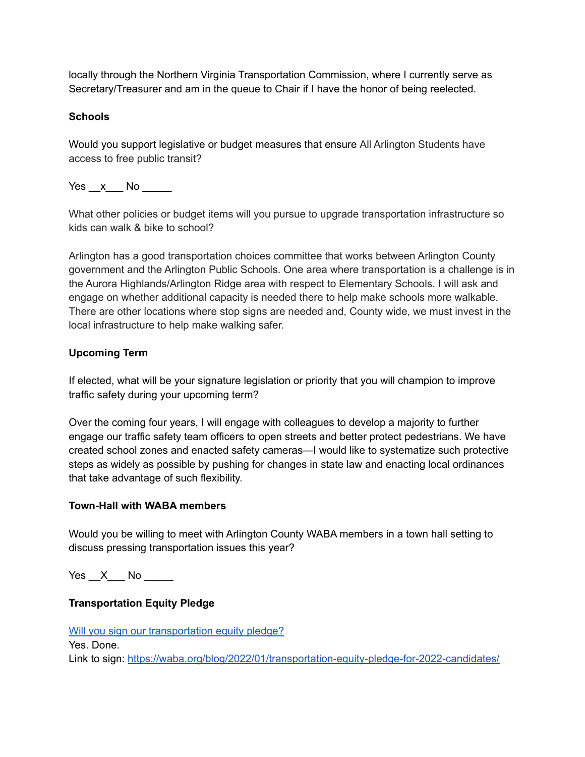locally through the Northern Virginia Transportation Commission, where I currently serve as Secretary/Treasurer and am in the queue to Chair if I have the honor of being reelected.

**Schools**

Would you support legislative or budget measures that ensure All Arlington Students have access to free public transit?

Yes __x___ No _____

What other policies or budget items will you pursue to upgrade transportation infrastructure so kids can walk & bike to school?

Arlington has a good transportation choices committee that works between Arlington County government and the Arlington Public Schools. One area where transportation is a challenge is in the Aurora Highlands/Arlington Ridge area with respect to Elementary Schools. I will ask and engage on whether additional capacity is needed there to help make schools more walkable. There are other locations where stop signs are needed and, County wide, we must invest in the local infrastructure to help make walking safer.

**Upcoming Term**

If elected, what will be your signature legislation or priority that you will champion to improve traffic safety during your upcoming term?

Over the coming four years, I will engage with colleagues to develop a majority to further engage our traffic safety team officers to open streets and better protect pedestrians. We have created school zones and enacted safety cameras—I would like to systematize such protective steps as widely as possible by pushing for changes in state law and enacting local ordinances that take advantage of such flexibility.

**Town-Hall with WABA members**

Would you be willing to meet with Arlington County WABA members in a town hall setting to discuss pressing transportation issues this year?

Yes __X___ No _____

**Transportation Equity Pledge**

[Will you sign our transportation equity pledge?](https://waba.org/blog/2022/01/transportation-equity-pledge-for-2022-candidates/)
Yes. Done.
Link to sign: https://waba.org/blog/2022/01/transportation-equity-pledge-for-2022-candidates/